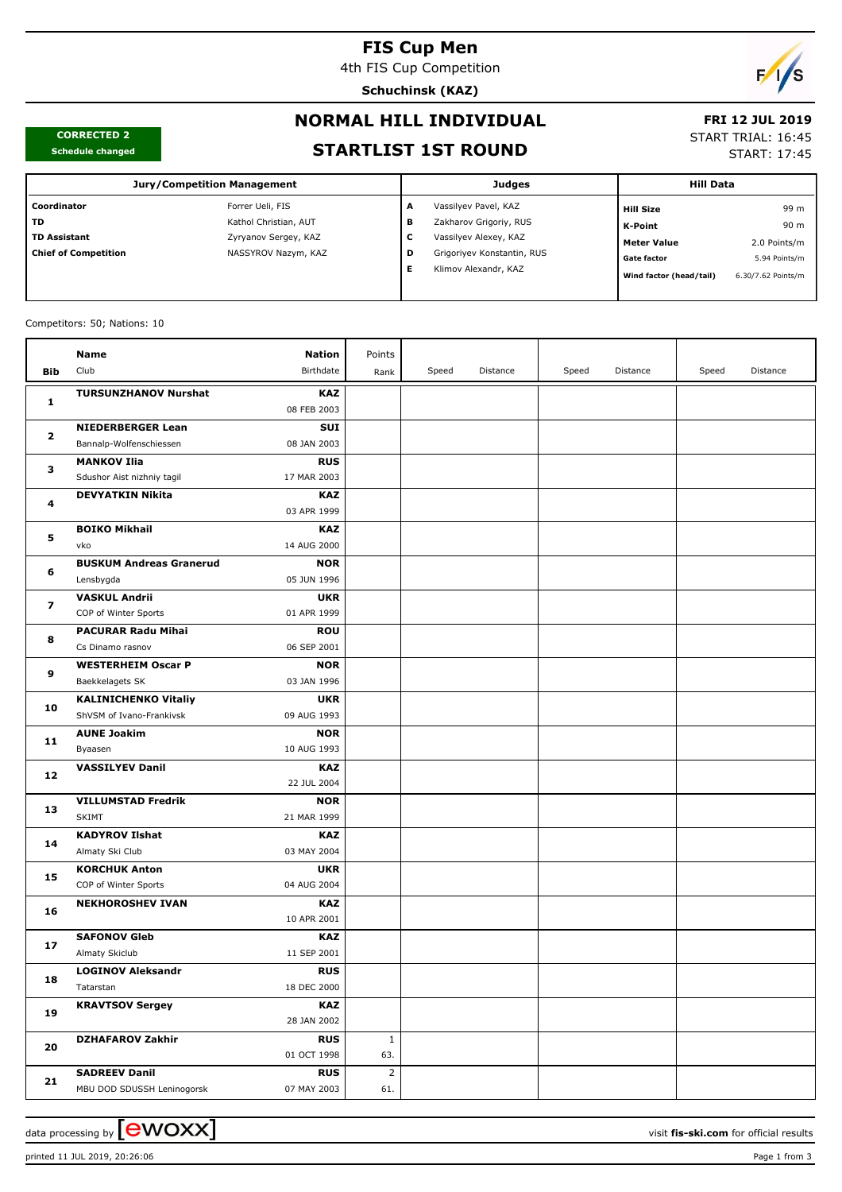# FIS Cup Men

4th FIS Cup Competition

**Schuchinsk (KAZ)**

**CORRECTED 2**
**Schedule changed**

## NORMAL HILL INDIVIDUAL

## STARTLIST 1ST ROUND

**FRI 12 JUL 2019**
START TRIAL: 16:45
START: 17:45

| Jury/Competition Management | | Judges | | Hill Data | |
|---|---|---|---|---|---|
| **Coordinator** | Forrer Ueli, FIS | **A** | Vassilyev Pavel, KAZ | **Hill Size** | 99 m |
| **TD** | Kathol Christian, AUT | **B** | Zakharov Grigoriy, RUS | **K-Point** | 90 m |
| **TD Assistant** | Zyryanov Sergey, KAZ | **C** | Vassilyev Alexey, KAZ | **Meter Value** | 2.0 Points/m |
| **Chief of Competition** | NASSYROV Nazym, KAZ | **D** | Grigoriyev Konstantin, RUS | **Gate factor** | 5.94 Points/m |
| | | **E** | Klimov Alexandr, KAZ | **Wind factor (head/tail)** | 6.30/7.62 Points/m |

Competitors: 50; Nations: 10

| Bib | Name / Club | Nation / Birthdate | Points / Rank | Speed | Distance | Speed | Distance | Speed | Distance |
|---|---|---|---|---|---|---|---|---|---|
| **1** | **TURSUNZHANOV Nurshat** | **KAZ** 08 FEB 2003 | | | | | | | |
| **2** | **NIEDERBERGER Lean** Bannalp-Wolfenschiessen | **SUI** 08 JAN 2003 | | | | | | | |
| **3** | **MANKOV Ilia** Sdushor Aist nizhniy tagil | **RUS** 17 MAR 2003 | | | | | | | |
| **4** | **DEVYATKIN Nikita** | **KAZ** 03 APR 1999 | | | | | | | |
| **5** | **BOIKO Mikhail** vko | **KAZ** 14 AUG 2000 | | | | | | | |
| **6** | **BUSKUM Andreas Granerud** Lensbygda | **NOR** 05 JUN 1996 | | | | | | | |
| **7** | **VASKUL Andrii** COP of Winter Sports | **UKR** 01 APR 1999 | | | | | | | |
| **8** | **PACURAR Radu Mihai** Cs Dinamo rasnov | **ROU** 06 SEP 2001 | | | | | | | |
| **9** | **WESTERHEIM Oscar P** Baekkelagets SK | **NOR** 03 JAN 1996 | | | | | | | |
| **10** | **KALINICHENKO Vitaliy** ShVSM of Ivano-Frankivsk | **UKR** 09 AUG 1993 | | | | | | | |
| **11** | **AUNE Joakim** Byaasen | **NOR** 10 AUG 1993 | | | | | | | |
| **12** | **VASSILYEV Danil** | **KAZ** 22 JUL 2004 | | | | | | | |
| **13** | **VILLUMSTAD Fredrik** SKIMT | **NOR** 21 MAR 1999 | | | | | | | |
| **14** | **KADYROV Ilshat** Almaty Ski Club | **KAZ** 03 MAY 2004 | | | | | | | |
| **15** | **KORCHUK Anton** COP of Winter Sports | **UKR** 04 AUG 2004 | | | | | | | |
| **16** | **NEKHOROSHEV IVAN** | **KAZ** 10 APR 2001 | | | | | | | |
| **17** | **SAFONOV Gleb** Almaty Skiclub | **KAZ** 11 SEP 2001 | | | | | | | |
| **18** | **LOGINOV Aleksandr** Tatarstan | **RUS** 18 DEC 2000 | | | | | | | |
| **19** | **KRAVTSOV Sergey** | **KAZ** 28 JAN 2002 | | | | | | | |
| **20** | **DZHAFAROV Zakhir** | **RUS** 01 OCT 1998 | 1 63. | | | | | | |
| **21** | **SADREEV Danil** MBU DOD SDUSSH Leninogorsk | **RUS** 07 MAY 2003 | 2 61. | | | | | | |

data processing by ewoxx — visit **fis-ski.com** for official results

printed 11 JUL 2019, 20:26:06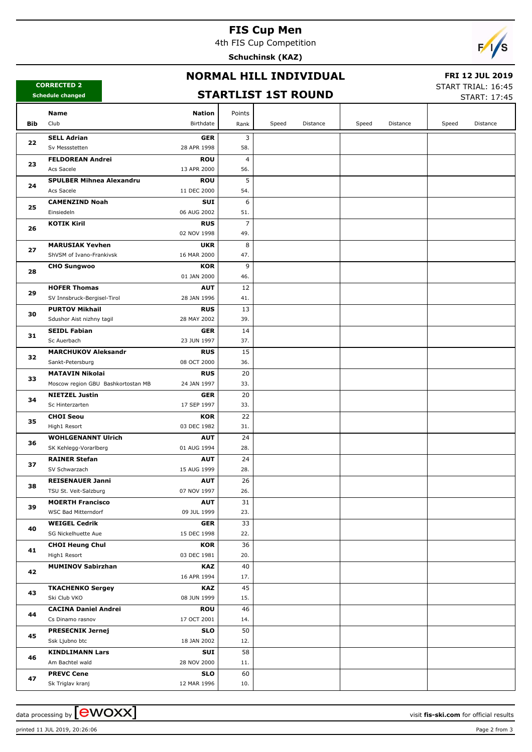# FIS Cup Men

4th FIS Cup Competition

**Schuchinsk (KAZ)**

**CORRECTED 2**
**Schedule changed**

## NORMAL HILL INDIVIDUAL

## STARTLIST 1ST ROUND

**FRI 12 JUL 2019**
START TRIAL: 16:45
START: 17:45

| Bib | Name / Club | Nation / Birthdate | Points / Rank | Speed | Distance | Speed | Distance | Speed | Distance |
|---|---|---|---|---|---|---|---|---|---|
| 22 | **SELL Adrian**<br>Sv Messstetten | **GER**<br>28 APR 1998 | 3<br>58. | | | | | | |
| 23 | **FELDOREAN Andrei**<br>Acs Sacele | **ROU**<br>13 APR 2000 | 4<br>56. | | | | | | |
| 24 | **SPULBER Mihnea Alexandru**<br>Acs Sacele | **ROU**<br>11 DEC 2000 | 5<br>54. | | | | | | |
| 25 | **CAMENZIND Noah**<br>Einsiedeln | **SUI**<br>06 AUG 2002 | 6<br>51. | | | | | | |
| 26 | **KOTIK Kiril** | **RUS**<br>02 NOV 1998 | 7<br>49. | | | | | | |
| 27 | **MARUSIAK Yevhen**<br>ShVSM of Ivano-Frankivsk | **UKR**<br>16 MAR 2000 | 8<br>47. | | | | | | |
| 28 | **CHO Sungwoo** | **KOR**<br>01 JAN 2000 | 9<br>46. | | | | | | |
| 29 | **HOFER Thomas**<br>SV Innsbruck-Bergisel-Tirol | **AUT**<br>28 JAN 1996 | 12<br>41. | | | | | | |
| 30 | **PURTOV Mikhail**<br>Sdushor Aist nizhny tagil | **RUS**<br>28 MAY 2002 | 13<br>39. | | | | | | |
| 31 | **SEIDL Fabian**<br>Sc Auerbach | **GER**<br>23 JUN 1997 | 14<br>37. | | | | | | |
| 32 | **MARCHUKOV Aleksandr**<br>Sankt-Petersburg | **RUS**<br>08 OCT 2000 | 15<br>36. | | | | | | |
| 33 | **MATAVIN Nikolai**<br>Moscow region GBU Bashkortostan MB | **RUS**<br>24 JAN 1997 | 20<br>33. | | | | | | |
| 34 | **NIETZEL Justin**<br>Sc Hinterzarten | **GER**<br>17 SEP 1997 | 20<br>33. | | | | | | |
| 35 | **CHOI Seou**<br>High1 Resort | **KOR**<br>03 DEC 1982 | 22<br>31. | | | | | | |
| 36 | **WOHLGENANNT Ulrich**<br>SK Kehlegg-Vorarlberg | **AUT**<br>01 AUG 1994 | 24<br>28. | | | | | | |
| 37 | **RAINER Stefan**<br>SV Schwarzach | **AUT**<br>15 AUG 1999 | 24<br>28. | | | | | | |
| 38 | **REISENAUER Janni**<br>TSU St. Veit-Salzburg | **AUT**<br>07 NOV 1997 | 26<br>26. | | | | | | |
| 39 | **MOERTH Francisco**<br>WSC Bad Mitterndorf | **AUT**<br>09 JUL 1999 | 31<br>23. | | | | | | |
| 40 | **WEIGEL Cedrik**<br>SG Nickelhuette Aue | **GER**<br>15 DEC 1998 | 33<br>22. | | | | | | |
| 41 | **CHOI Heung Chul**<br>High1 Resort | **KOR**<br>03 DEC 1981 | 36<br>20. | | | | | | |
| 42 | **MUMINOV Sabirzhan** | **KAZ**<br>16 APR 1994 | 40<br>17. | | | | | | |
| 43 | **TKACHENKO Sergey**<br>Ski Club VKO | **KAZ**<br>08 JUN 1999 | 45<br>15. | | | | | | |
| 44 | **CACINA Daniel Andrei**<br>Cs Dinamo rasnov | **ROU**<br>17 OCT 2001 | 46<br>14. | | | | | | |
| 45 | **PRESECNIK Jernej**<br>Ssk Ljubno btc | **SLO**<br>18 JAN 2002 | 50<br>12. | | | | | | |
| 46 | **KINDLIMANN Lars**<br>Am Bachtel wald | **SUI**<br>28 NOV 2000 | 58<br>11. | | | | | | |
| 47 | **PREVC Cene**<br>Sk Triglav kranj | **SLO**<br>12 MAR 1996 | 60<br>10. | | | | | | |

data processing by ewoxx — visit fis-ski.com for official results

printed 11 JUL 2019, 20:26:06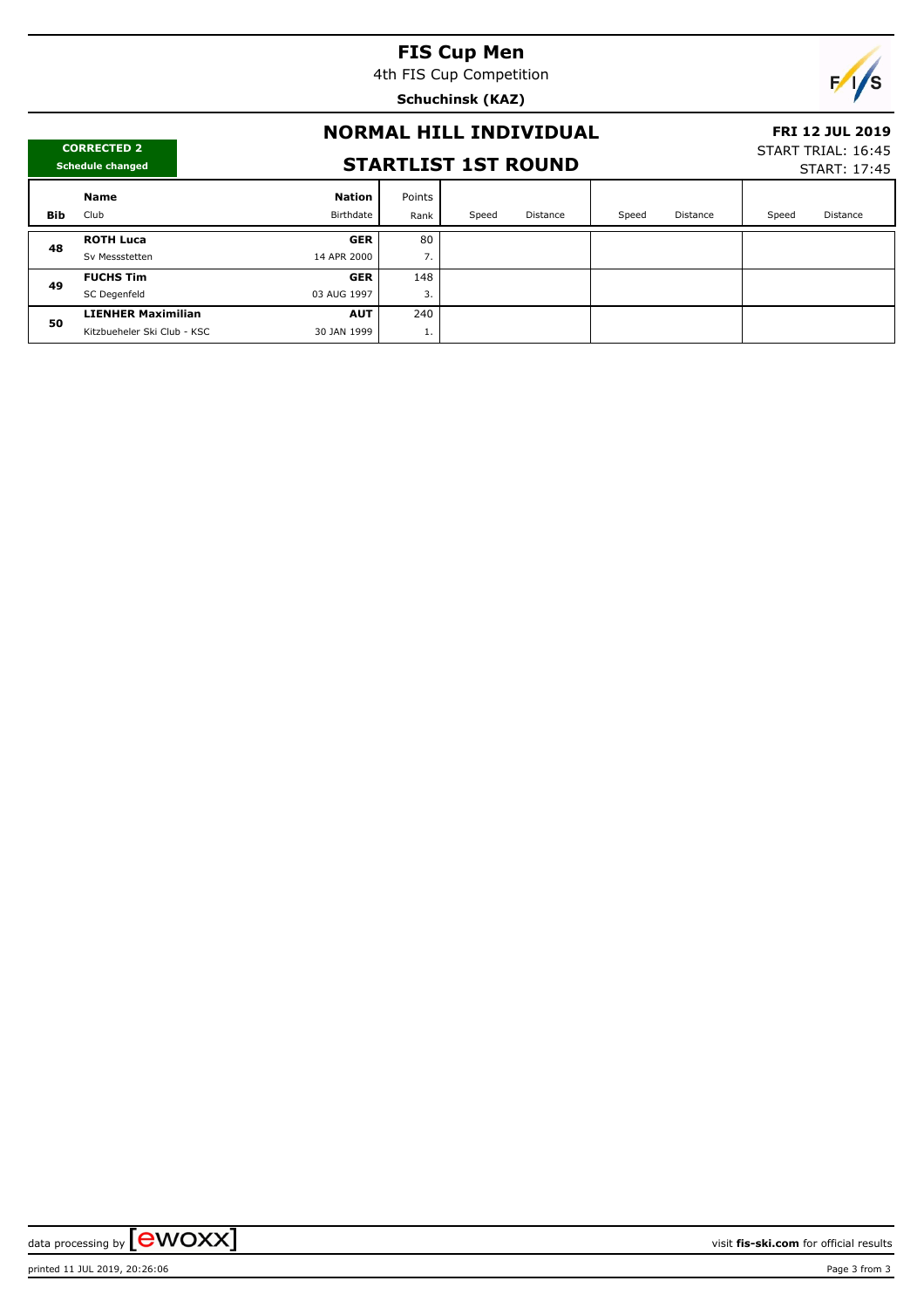# FIS Cup Men

4th FIS Cup Competition

**Schuchinsk (KAZ)**

**CORRECTED 2**
**Schedule changed**

## NORMAL HILL INDIVIDUAL

## STARTLIST 1ST ROUND

**FRI 12 JUL 2019**
START TRIAL: 16:45
START: 17:45

| Bib | Name / Club | Nation / Birthdate | Points / Rank | Speed | Distance | Speed | Distance | Speed | Distance |
|---|---|---|---|---|---|---|---|---|---|
| 48 | **ROTH Luca** Sv Messstetten | **GER** 14 APR 2000 | 80 7. | | | | | | |
| 49 | **FUCHS Tim** SC Degenfeld | **GER** 03 AUG 1997 | 148 3. | | | | | | |
| 50 | **LIENHER Maximilian** Kitzbueheler Ski Club - KSC | **AUT** 30 JAN 1999 | 240 1. | | | | | | |

data processing by ewoxx — visit **fis-ski.com** for official results

printed 11 JUL 2019, 20:26:06